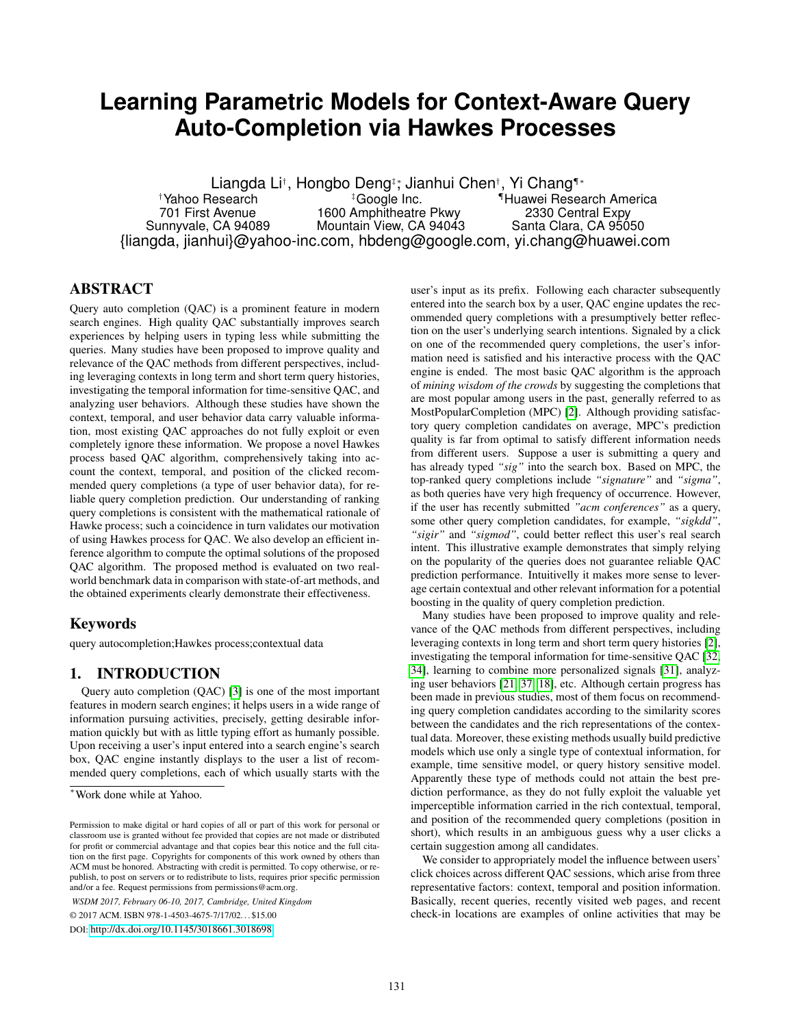// Learning Parametric Models for Context-Aware Query Auto-Completion via Hawkes Processes

# Learning Parametric Models for Context-Aware Query Auto-Completion via Hawkes Processes

Liangda Li[†], Hongbo Deng[‡]*, Jianhui Chen[†], Yi Chang[¶]*

[†]Yahoo Research
701 First Avenue
Sunnyvale, CA 94089

[‡]Google Inc.
1600 Amphitheatre Pkwy
Mountain View, CA 94043

[¶]Huawei Research America
2330 Central Expy
Santa Clara, CA 95050

{liangda, jianhui}@yahoo-inc.com, hbdeng@google.com, yi.chang@huawei.com

## ABSTRACT

Query auto completion (QAC) is a prominent feature in modern search engines. High quality QAC substantially improves search experiences by helping users in typing less while submitting the queries. Many studies have been proposed to improve quality and relevance of the QAC methods from different perspectives, including leveraging contexts in long term and short term query histories, investigating the temporal information for time-sensitive QAC, and analyzing user behaviors. Although these studies have shown the context, temporal, and user behavior data carry valuable information, most existing QAC approaches do not fully exploit or even completely ignore these information. We propose a novel Hawkes process based QAC algorithm, comprehensively taking into account the context, temporal, and position of the clicked recommended query completions (a type of user behavior data), for reliable query completion prediction. Our understanding of ranking query completions is consistent with the mathematical rationale of Hawke process; such a coincidence in turn validates our motivation of using Hawkes process for QAC. We also develop an efficient inference algorithm to compute the optimal solutions of the proposed QAC algorithm. The proposed method is evaluated on two real-world benchmark data in comparison with state-of-art methods, and the obtained experiments clearly demonstrate their effectiveness.

## Keywords

query autocompletion;Hawkes process;contextual data

## 1. INTRODUCTION

Query auto completion (QAC) [3] is one of the most important features in modern search engines; it helps users in a wide range of information pursuing activities, precisely, getting desirable information quickly but with as little typing effort as humanly possible. Upon receiving a user's input entered into a search engine's search box, QAC engine instantly displays to the user a list of recommended query completions, each of which usually starts with the user's input as its prefix. Following each character subsequently entered into the search box by a user, QAC engine updates the recommended query completions with a presumptively better reflection on the user's underlying search intentions. Signaled by a click on one of the recommended query completions, the user's information need is satisfied and his interactive process with the QAC engine is ended. The most basic QAC algorithm is the approach of *mining wisdom of the crowds* by suggesting the completions that are most popular among users in the past, generally referred to as MostPopularCompletion (MPC) [2]. Although providing satisfactory query completion candidates on average, MPC's prediction quality is far from optimal to satisfy different information needs from different users. Suppose a user is submitting a query and has already typed *"sig"* into the search box. Based on MPC, the top-ranked query completions include *"signature"* and *"sigma"*, as both queries have very high frequency of occurrence. However, if the user has recently submitted *"acm conferences"* as a query, some other query completion candidates, for example, *"sigkdd"*, *"sigir"* and *"sigmod"*, could better reflect this user's real search intent. This illustrative example demonstrates that simply relying on the popularity of the queries does not guarantee reliable QAC prediction performance. Intuitivelly it makes more sense to leverage certain contextual and other relevant information for a potential boosting in the quality of query completion prediction.

Many studies have been proposed to improve quality and relevance of the QAC methods from different perspectives, including leveraging contexts in long term and short term query histories [2], investigating the temporal information for time-sensitive QAC [32, 34], learning to combine more personalized signals [31], analyzing user behaviors [21, 37, 18], etc. Although certain progress has been made in previous studies, most of them focus on recommending query completion candidates according to the similarity scores between the candidates and the rich representations of the contextual data. Moreover, these existing methods usually build predictive models which use only a single type of contextual information, for example, time sensitive model, or query history sensitive model. Apparently these type of methods could not attain the best prediction performance, as they do not fully exploit the valuable yet imperceptible information carried in the rich contextual, temporal, and position of the recommended query completions (position in short), which results in an ambiguous guess why a user clicks a certain suggestion among all candidates.

We consider to appropriately model the influence between users' click choices across different QAC sessions, which arise from three representative factors: context, temporal and position information. Basically, recent queries, recently visited web pages, and recent check-in locations are examples of online activities that may be

*Work done while at Yahoo.

Permission to make digital or hard copies of all or part of this work for personal or classroom use is granted without fee provided that copies are not made or distributed for profit or commercial advantage and that copies bear this notice and the full citation on the first page. Copyrights for components of this work owned by others than ACM must be honored. Abstracting with credit is permitted. To copy otherwise, or republish, to post on servers or to redistribute to lists, requires prior specific permission and/or a fee. Request permissions from permissions@acm.org.

*WSDM 2017, February 06-10, 2017, Cambridge, United Kingdom*

© 2017 ACM. ISBN 978-1-4503-4675-7/17/02...$15.00

DOI: http://dx.doi.org/10.1145/3018661.3018698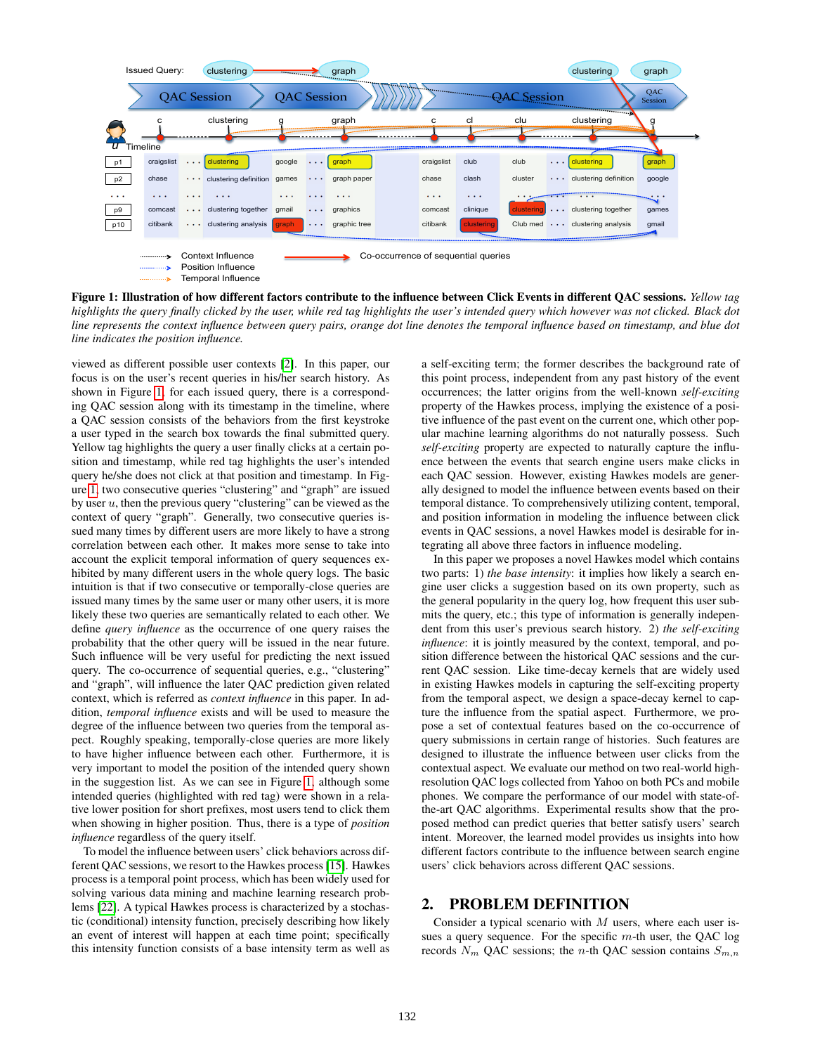**Figure 1: Illustration of how different factors contribute to the influence between Click Events in different QAC sessions.** *Yellow tag highlights the query finally clicked by the user, while red tag highlights the user's intended query which however was not clicked. Black dot line represents the context influence between query pairs, orange dot line denotes the temporal influence based on timestamp, and blue dot line indicates the position influence.*

viewed as different possible user contexts [2]. In this paper, our focus is on the user's recent queries in his/her search history. As shown in Figure 1, for each issued query, there is a corresponding QAC session along with its timestamp in the timeline, where a QAC session consists of the behaviors from the first keystroke a user typed in the search box towards the final submitted query. Yellow tag highlights the query a user finally clicks at a certain position and timestamp, while red tag highlights the user's intended query he/she does not click at that position and timestamp. In Figure 1, two consecutive queries "clustering" and "graph" are issued by user $u$, then the previous query "clustering" can be viewed as the context of query "graph". Generally, two consecutive queries issued many times by different users are more likely to have a strong correlation between each other. It makes more sense to take into account the explicit temporal information of query sequences exhibited by many different users in the whole query logs. The basic intuition is that if two consecutive or temporally-close queries are issued many times by the same user or many other users, it is more likely these two queries are semantically related to each other. We define *query influence* as the occurrence of one query raises the probability that the other query will be issued in the near future. Such influence will be very useful for predicting the next issued query. The co-occurrence of sequential queries, e.g., "clustering" and "graph", will influence the later QAC prediction given related context, which is referred as *context influence* in this paper. In addition, *temporal influence* exists and will be used to measure the degree of the influence between two queries from the temporal aspect. Roughly speaking, temporally-close queries are more likely to have higher influence between each other. Furthermore, it is very important to model the position of the intended query shown in the suggestion list. As we can see in Figure 1, although some intended queries (highlighted with red tag) were shown in a relative lower position for short prefixes, most users tend to click them when showing in higher position. Thus, there is a type of *position influence* regardless of the query itself.

To model the influence between users' click behaviors across different QAC sessions, we resort to the Hawkes process [15]. Hawkes process is a temporal point process, which has been widely used for solving various data mining and machine learning research problems [22]. A typical Hawkes process is characterized by a stochastic (conditional) intensity function, precisely describing how likely an event of interest will happen at each time point; specifically this intensity function consists of a base intensity term as well as a self-exciting term; the former describes the background rate of this point process, independent from any past history of the event occurrences; the latter origins from the well-known *self-exciting* property of the Hawkes process, implying the existence of a positive influence of the past event on the current one, which other popular machine learning algorithms do not naturally possess. Such *self-exciting* property are expected to naturally capture the influence between the events that search engine users make clicks in each QAC session. However, existing Hawkes models are generally designed to model the influence between events based on their temporal distance. To comprehensively utilizing content, temporal, and position information in modeling the influence between click events in QAC sessions, a novel Hawkes model is desirable for integrating all above three factors in influence modeling.

In this paper we proposes a novel Hawkes model which contains two parts: 1) *the base intensity*: it implies how likely a search engine user clicks a suggestion based on its own property, such as the general popularity in the query log, how frequent this user submits the query, etc.; this type of information is generally independent from this user's previous search history. 2) *the self-exciting influence*: it is jointly measured by the context, temporal, and position difference between the historical QAC sessions and the current QAC session. Like time-decay kernels that are widely used in existing Hawkes models in capturing the self-exciting property from the temporal aspect, we design a space-decay kernel to capture the influence from the spatial aspect. Furthermore, we propose a set of contextual features based on the co-occurrence of query submissions in certain range of histories. Such features are designed to illustrate the influence between user clicks from the contextual aspect. We evaluate our method on two real-world high-resolution QAC logs collected from Yahoo on both PCs and mobile phones. We compare the performance of our model with state-of-the-art QAC algorithms. Experimental results show that the proposed method can predict queries that better satisfy users' search intent. Moreover, the learned model provides us insights into how different factors contribute to the influence between search engine users' click behaviors across different QAC sessions.

## 2. PROBLEM DEFINITION

Consider a typical scenario with $M$ users, where each user issues a query sequence. For the specific $m$-th user, the QAC log records $N_m$ QAC sessions; the $n$-th QAC session contains $S_{m,n}$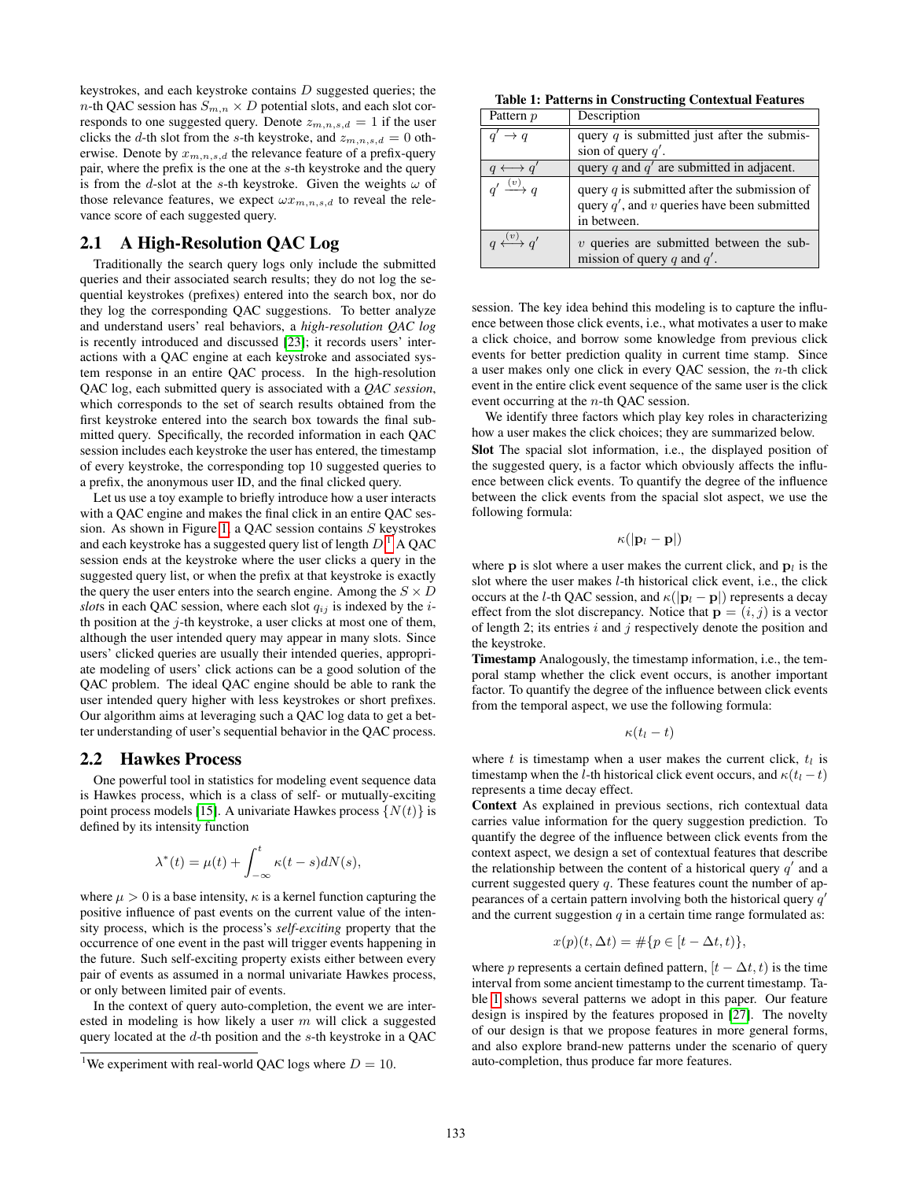keystrokes, and each keystroke contains $D$ suggested queries; the $n$-th QAC session has $S_{m,n} \times D$ potential slots, and each slot corresponds to one suggested query. Denote $z_{m,n,s,d} = 1$ if the user clicks the $d$-th slot from the $s$-th keystroke, and $z_{m,n,s,d} = 0$ otherwise. Denote by $x_{m,n,s,d}$ the relevance feature of a prefix-query pair, where the prefix is the one at the $s$-th keystroke and the query is from the $d$-slot at the $s$-th keystroke. Given the weights $\omega$ of those relevance features, we expect $\omega x_{m,n,s,d}$ to reveal the relevance score of each suggested query.

## 2.1 A High-Resolution QAC Log

Traditionally the search query logs only include the submitted queries and their associated search results; they do not log the sequential keystrokes (prefixes) entered into the search box, nor do they log the corresponding QAC suggestions. To better analyze and understand users' real behaviors, a *high-resolution QAC log* is recently introduced and discussed [23]; it records users' interactions with a QAC engine at each keystroke and associated system response in an entire QAC process. In the high-resolution QAC log, each submitted query is associated with a *QAC session*, which corresponds to the set of search results obtained from the first keystroke entered into the search box towards the final submitted query. Specifically, the recorded information in each QAC session includes each keystroke the user has entered, the timestamp of every keystroke, the corresponding top 10 suggested queries to a prefix, the anonymous user ID, and the final clicked query.

Let us use a toy example to briefly introduce how a user interacts with a QAC engine and makes the final click in an entire QAC session. As shown in Figure 1, a QAC session contains $S$ keystrokes and each keystroke has a suggested query list of length $D$.[1] A QAC session ends at the keystroke where the user clicks a query in the suggested query list, or when the prefix at that keystroke is exactly the query the user enters into the search engine. Among the $S \times D$ *slot*s in each QAC session, where each slot $q_{ij}$ is indexed by the $i$-th position at the $j$-th keystroke, a user clicks at most one of them, although the user intended query may appear in many slots. Since users' clicked queries are usually their intended queries, appropriate modeling of users' click actions can be a good solution of the QAC problem. The ideal QAC engine should be able to rank the user intended query higher with less keystrokes or short prefixes. Our algorithm aims at leveraging such a QAC log data to get a better understanding of user's sequential behavior in the QAC process.

## 2.2 Hawkes Process

One powerful tool in statistics for modeling event sequence data is Hawkes process, which is a class of self- or mutually-exciting point process models [15]. A univariate Hawkes process $\{N(t)\}$ is defined by its intensity function

$$\lambda^*(t) = \mu(t) + \int_{-\infty}^{t} \kappa(t-s)dN(s),$$

where $\mu > 0$ is a base intensity, $\kappa$ is a kernel function capturing the positive influence of past events on the current value of the intensity process, which is the process's *self-exciting* property that the occurrence of one event in the past will trigger events happening in the future. Such self-exciting property exists either between every pair of events as assumed in a normal univariate Hawkes process, or only between limited pair of events.

In the context of query auto-completion, the event we are interested in modeling is how likely a user $m$ will click a suggested query located at the $d$-th position and the $s$-th keystroke in a QAC session. The key idea behind this modeling is to capture the influence between those click events, i.e., what motivates a user to make a click choice, and borrow some knowledge from previous click events for better prediction quality in current time stamp. Since a user makes only one click in every QAC session, the $n$-th click event in the entire click event sequence of the same user is the click event occurring at the $n$-th QAC session.

[1] We experiment with real-world QAC logs where $D = 10$.

**Table 1: Patterns in Constructing Contextual Features**

| Pattern $p$ | Description |
| --- | --- |
| $q' \rightarrow q$ | query $q$ is submitted just after the submission of query $q'$. |
| $q \longleftrightarrow q'$ | query $q$ and $q'$ are submitted in adjacent. |
| $q' \xrightarrow{(v)} q$ | query $q$ is submitted after the submission of query $q'$, and $v$ queries have been submitted in between. |
| $q \xleftrightarrow{(v)} q'$ | $v$ queries are submitted between the submission of query $q$ and $q'$. |

We identify three factors which play key roles in characterizing how a user makes the click choices; they are summarized below.

**Slot** The spacial slot information, i.e., the displayed position of the suggested query, is a factor which obviously affects the influence between click events. To quantify the degree of the influence between the click events from the spacial slot aspect, we use the following formula:

$$\kappa(|\mathbf{p}_l - \mathbf{p}|)$$

where $\mathbf{p}$ is slot where a user makes the current click, and $\mathbf{p}_l$ is the slot where the user makes $l$-th historical click event, i.e., the click occurs at the $l$-th QAC session, and $\kappa(|\mathbf{p}_l - \mathbf{p}|)$ represents a decay effect from the slot discrepancy. Notice that $\mathbf{p} = (i, j)$ is a vector of length 2; its entries $i$ and $j$ respectively denote the position and the keystroke.

**Timestamp** Analogously, the timestamp information, i.e., the temporal stamp whether the click event occurs, is another important factor. To quantify the degree of the influence between click events from the temporal aspect, we use the following formula:

$$\kappa(t_l - t)$$

where $t$ is timestamp when a user makes the current click, $t_l$ is timestamp when the $l$-th historical click event occurs, and $\kappa(t_l - t)$ represents a time decay effect.

**Context** As explained in previous sections, rich contextual data carries value information for the query suggestion prediction. To quantify the degree of the influence between click events from the context aspect, we design a set of contextual features that describe the relationship between the content of a historical query $q'$ and a current suggested query $q$. These features count the number of appearances of a certain pattern involving both the historical query $q'$ and the current suggestion $q$ in a certain time range formulated as:

$$x(p)(t, \Delta t) = \#\{p \in [t - \Delta t, t)\},$$

where $p$ represents a certain defined pattern, $[t - \Delta t, t)$ is the time interval from some ancient timestamp to the current timestamp. Table 1 shows several patterns we adopt in this paper. Our feature design is inspired by the features proposed in [27]. The novelty of our design is that we propose features in more general forms, and also explore brand-new patterns under the scenario of query auto-completion, thus produce far more features.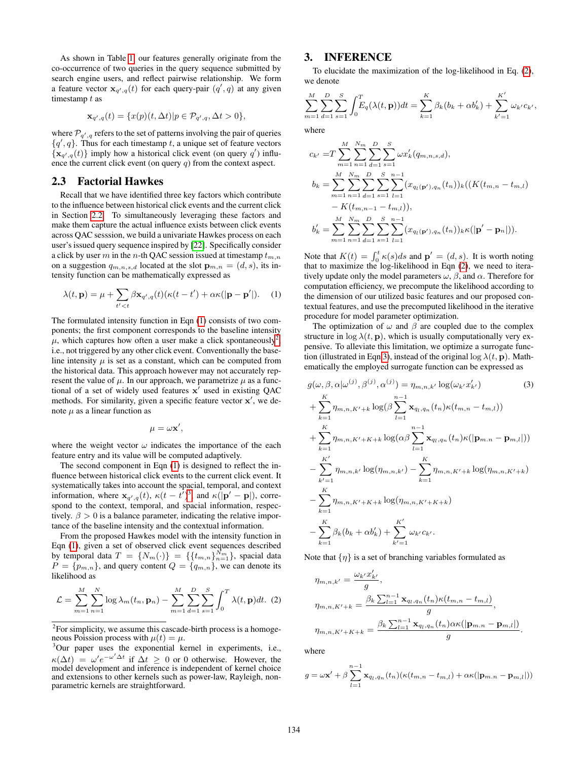As shown in Table 1, our features generally originate from the co-occurrence of two queries in the query sequence submitted by search engine users, and reflect pairwise relationship. We form a feature vector $\mathbf{x}_{q',q}(t)$ for each query-pair $(q', q)$ at any given timestamp $t$ as

$$\mathbf{x}_{q',q}(t) = \{x(p)(t, \Delta t) | p \in \mathcal{P}_{q',q}, \Delta t > 0\},$$

where $\mathcal{P}_{q',q}$ refers to the set of patterns involving the pair of queries $\{q', q\}$. Thus for each timestamp $t$, a unique set of feature vectors $\{\mathbf{x}_{q',q}(t)\}$ imply how a historical click event (on query $q'$) influence the current click event (on query $q$) from the context aspect.

## 2.3 Factorial Hawkes

Recall that we have identified three key factors which contribute to the influence between historical click events and the current click in Section 2.2. To simultaneously leveraging these factors and make them capture the actual influence exists between click events across QAC sesssion, we build a univariate Hawkes process on each user's issued query sequence inspired by [22]. Specifically consider a click by user $m$ in the $n$-th QAC session at timestamp $t_{m,n}$ on a suggestion $q_{m,n,s,d}$ located at the slot $\mathbf{p}_{m,n} = (d, s)$, its intensity function can be mathematically expressed as

$$\lambda(t, \mathbf{p}) = \mu + \sum_{t'<t} \beta \mathbf{x}_{q',q}(t)(\kappa(t - t') + \alpha\kappa(|\mathbf{p} - \mathbf{p}'|). \quad (1)$$

The formulated intensity function in Eqn (1) consists of two components; the first component corresponds to the baseline intensity $\mu$, which captures how often a user make a click spontaneously[2], i.e., not triggered by any other click event. Conventionally the baseline intensity $\mu$ is set as a constant, which can be computed from the historical data. This approach however may not accurately represent the value of $\mu$. In our approach, we parametrize $\mu$ as a functional of a set of widely used features $\mathbf{x}'$ used in existing QAC methods. For similarity, given a specific feature vector $\mathbf{x}'$, we denote $\mu$ as a linear function as

$$\mu = \omega \mathbf{x}',$$

where the weight vector $\omega$ indicates the importance of the each feature entry and its value will be computed adaptively.

The second component in Eqn (1) is designed to reflect the influence between historical click events to the current click event. It systematically takes into account the spatial, temporal, and context information, where $\mathbf{x}_{q',q}(t)$, $\kappa(t - t')$[3], and $\kappa(|\mathbf{p}' - \mathbf{p}|)$, correspond to the context, temporal, and spatial information, respectively. $\beta > 0$ is a balance parameter, indicating the relative importance of the baseline intensity and the contextual information.

From the proposed Hawkes model with the intensity function in Eqn (1), given a set of observed click event sequences described by temporal data $T = \{N_m(\cdot)\} = \{\{t_{m,n}\}_{n=1}^{N_m}\}$, spatial data $P = \{p_{m,n}\}$, and query content $Q = \{q_{m,n}\}$, we can denote its likelihood as

$$\mathcal{L} = \sum_{m=1}^{M} \sum_{n=1}^{N} \log \lambda_m(t_n, \mathbf{p}_n) - \sum_{m=1}^{M} \sum_{d=1}^{D} \sum_{s=1}^{S} \int_0^T \lambda(t, \mathbf{p}) dt. \quad (2)$$

[2] For simplicity, we assume this cascade-birth process is a homogeneous Poission process with $\mu(t) = \mu$.

[3] Our paper uses the exponential kernel in experiments, i.e., $\kappa(\Delta t) = \omega' e^{-\omega' \Delta t}$ if $\Delta t \geq 0$ or 0 otherwise. However, the model development and inference is independent of kernel choice and extensions to other kernels such as power-law, Rayleigh, non-parametric kernels are straightforward.

# 3. INFERENCE

To elucidate the maximization of the log-likelihood in Eq. (2), we denote

$$\sum_{m=1}^{M} \sum_{d=1}^{D} \sum_{s=1}^{S} \int_0^T E_q(\lambda(t, \mathbf{p})) dt = \sum_{k=1}^{K} \beta_k (b_k + \alpha b'_k) + \sum_{k'=1}^{K'} \omega_{k'} c_{k'},$$

where

$$\begin{aligned}
c_{k'} =& T \sum_{m=1}^{M} \sum_{n=1}^{N_m} \sum_{d=1}^{D} \sum_{s=1}^{S} \omega x'_k(q_{m,n,s,d}), \\
b_k =& \sum_{m=1}^{M} \sum_{n=1}^{N_m} \sum_{d=1}^{D} \sum_{s=1}^{S} \sum_{l=1}^{n-1} (x_{q_l(\mathbf{p}'),q_n}(t_n))_k ((K(t_{m,n} - t_{m,l}) \\
&- K(t_{m,n-1} - t_{m,l})), \\
b'_k =& \sum_{m=1}^{M} \sum_{n=1}^{N_m} \sum_{d=1}^{D} \sum_{s=1}^{S} \sum_{l=1}^{n-1} (x_{q_l(\mathbf{p}'),q_n}(t_n))_k \kappa(|\mathbf{p}' - \mathbf{p}_n|)).
\end{aligned}$$

Note that $K(t) = \int_0^t \kappa(s) ds$ and $\mathbf{p}' = (d, s)$. It is worth noting that to maximize the log-likelihood in Eqn (2), we need to iteratively update only the model parameters $\omega$, $\beta$, and $\alpha$. Therefore for computation efficiency, we precompute the likelihood according to the dimension of our utilized basic features and our proposed contextual features, and use the precomputed likelihood in the iterative procedure for model parameter optimization.

The optimization of $\omega$ and $\beta$ are coupled due to the complex structure in $\log \lambda(t, \mathbf{p})$, which is usually computationally very expensive. To alleviate this limitation, we optimize a surrogate function (illustrated in Eqn 3), instead of the original $\log \lambda(t, \mathbf{p})$. Mathematically the employed surrogate function can be expressed as

$$\begin{aligned}
&g(\omega, \beta, \alpha | \omega^{(j)}, \beta^{(j)}, \alpha^{(j)}) = \eta_{m,n,k'} \log(\omega_{k'} x'_{k'}) \quad (3) \\
&+ \sum_{k=1}^{K} \eta_{m,n,K'+k} \log(\beta \sum_{l=1}^{n-1} \mathbf{x}_{q_l,q_n}(t_n) \kappa(t_{m,n} - t_{m,l})) \\
&+ \sum_{k=1}^{K} \eta_{m,n,K'+K+k} \log(\alpha\beta \sum_{l=1}^{n-1} \mathbf{x}_{q_l,q_n}(t_n) \kappa(|\mathbf{p}_{m.n} - \mathbf{p}_{m,l}|)) \\
&- \sum_{k'=1}^{K'} \eta_{m,n,k'} \log(\eta_{m,n,k'}) - \sum_{k=1}^{K} \eta_{m,n,K'+k} \log(\eta_{m,n,K'+k}) \\
&- \sum_{k=1}^{K} \eta_{m,n,K'+K+k} \log(\eta_{m,n,K'+K+k}) \\
&- \sum_{k=1}^{K} \beta_k (b_k + \alpha b'_k) + \sum_{k'=1}^{K'} \omega_{k'} c_{k'}.
\end{aligned}$$

Note that $\{\eta\}$ is a set of branching variables formulated as

$$\begin{aligned}
\eta_{m,n,k'} &= \frac{\omega_{k'} x'_{k'}}{g}, \\
\eta_{m,n,K'+k} &= \frac{\beta_k \sum_{l=1}^{n-1} \mathbf{x}_{q_l,q_n}(t_n) \kappa(t_{m,n} - t_{m,l})}{g}, \\
\eta_{m,n,K'+K+k} &= \frac{\beta_k \sum_{l=1}^{n-1} \mathbf{x}_{q_l,q_n}(t_n) \alpha\kappa(|\mathbf{p}_{m.n} - \mathbf{p}_{m,l}|)}{g}.
\end{aligned}$$

where

$$g = \omega \mathbf{x}' + \beta \sum_{l=1}^{n-1} \mathbf{x}_{q_l,q_n}(t_n)(\kappa(t_{m,n} - t_{m,l}) + \alpha\kappa(|\mathbf{p}_{m.n} - \mathbf{p}_{m,l}|))$$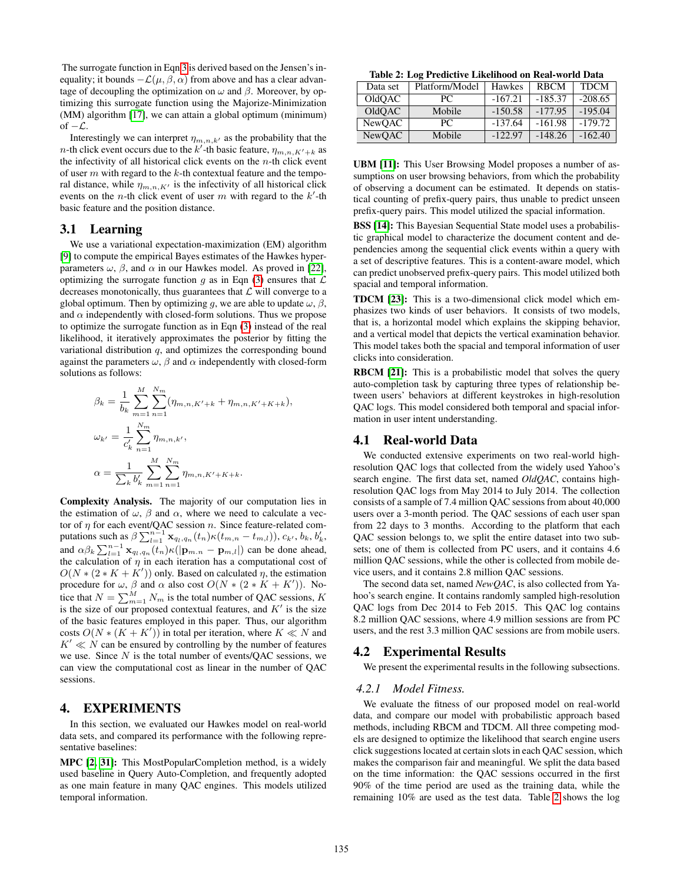The surrogate function in Eqn 3 is derived based on the Jensen's inequality; it bounds $-\mathcal{L}(\mu, \beta, \alpha)$ from above and has a clear advantage of decoupling the optimization on $\omega$ and $\beta$. Moreover, by optimizing this surrogate function using the Majorize-Minimization (MM) algorithm [17], we can attain a global optimum (minimum) of $-\mathcal{L}$.

Interestingly we can interpret $\eta_{m,n,k'}$ as the probability that the $n$-th click event occurs due to the $k'$-th basic feature, $\eta_{m,n,K'+k}$ as the infectivity of all historical click events on the $n$-th click event of user $m$ with regard to the $k$-th contextual feature and the temporal distance, while $\eta_{m,n,K'}$ is the infectivity of all historical click events on the $n$-th click event of user $m$ with regard to the $k'$-th basic feature and the position distance.

## 3.1 Learning

We use a variational expectation-maximization (EM) algorithm [9] to compute the empirical Bayes estimates of the Hawkes hyper-parameters $\omega$, $\beta$, and $\alpha$ in our Hawkes model. As proved in [22], optimizing the surrogate function $g$ as in Eqn (3) ensures that $\mathcal{L}$ decreases monotonically, thus guarantees that $\mathcal{L}$ will converge to a global optimum. Then by optimizing $g$, we are able to update $\omega$, $\beta$, and $\alpha$ independently with closed-form solutions. Thus we propose to optimize the surrogate function as in Eqn (3) instead of the real likelihood, it iteratively approximates the posterior by fitting the variational distribution $q$, and optimizes the corresponding bound against the parameters $\omega$, $\beta$ and $\alpha$ independently with closed-form solutions as follows:

$$\beta_k = \frac{1}{b_k} \sum_{m=1}^{M} \sum_{n=1}^{N_m} (\eta_{m,n,K'+k} + \eta_{m,n,K'+K+k}),$$

$$\omega_{k'} = \frac{1}{c'_k} \sum_{n=1}^{N_m} \eta_{m,n,k'},$$

$$\alpha = \frac{1}{\sum_k b'_k} \sum_{m=1}^{M} \sum_{n=1}^{N_m} \eta_{m,n,K'+K+k}.$$

**Complexity Analysis.** The majority of our computation lies in the estimation of $\omega$, $\beta$ and $\alpha$, where we need to calculate a vector of $\eta$ for each event/QAC session $n$. Since feature-related computations such as $\beta \sum_{l=1}^{n-1} \mathbf{x}_{q_l,q_n}(t_n)\kappa(t_{m,n} - t_{m,l}))$, $c_{k'}$, $b_k$, $b'_k$, and $\alpha\beta_k \sum_{l=1}^{n-1} \mathbf{x}_{q_l,q_n}(t_n)\kappa(|\mathbf{p}_{m.n} - \mathbf{p}_{m,l}|)$ can be done ahead, the calculation of $\eta$ in each iteration has a computational cost of $O(N * (2 * K + K'))$ only. Based on calculated $\eta$, the estimation procedure for $\omega$, $\beta$ and $\alpha$ also cost $O(N * (2 * K + K'))$. Notice that $N = \sum_{m=1}^{M} N_m$ is the total number of QAC sessions, $K$ is the size of our proposed contextual features, and $K'$ is the size of the basic features employed in this paper. Thus, our algorithm costs $O(N * (K + K'))$ in total per iteration, where $K \ll N$ and $K' \ll N$ can be ensured by controlling by the number of features we use. Since $N$ is the total number of events/QAC sessions, we can view the computational cost as linear in the number of QAC sessions.

# 4. EXPERIMENTS

In this section, we evaluated our Hawkes model on real-world data sets, and compared its performance with the following representative baselines:

**MPC [2, 31]:** This MostPopularCompletion method, is a widely used baseline in Query Auto-Completion, and frequently adopted as one main feature in many QAC engines. This models utilized temporal information.

**UBM [11]:** This User Browsing Model proposes a number of assumptions on user browsing behaviors, from which the probability of observing a document can be estimated. It depends on statistical counting of prefix-query pairs, thus unable to predict unseen prefix-query pairs. This model utilized the spacial information.

**BSS [14]:** This Bayesian Sequential State model uses a probabilistic graphical model to characterize the document content and dependencies among the sequential click events within a query with a set of descriptive features. This is a content-aware model, which can predict unobserved prefix-query pairs. This model utilized both spacial and temporal information.

**TDCM [23]:** This is a two-dimensional click model which emphasizes two kinds of user behaviors. It consists of two models, that is, a horizontal model which explains the skipping behavior, and a vertical model that depicts the vertical examination behavior. This model takes both the spacial and temporal information of user clicks into consideration.

**RBCM [21]:** This is a probabilistic model that solves the query auto-completion task by capturing three types of relationship between users' behaviors at different keystrokes in high-resolution QAC logs. This model considered both temporal and spacial information in user intent understanding.

**Table 2: Log Predictive Likelihood on Real-world Data**

| Data set | Platform/Model | Hawkes | RBCM | TDCM |
|---|---|---|---|---|
| OldQAC | PC | -167.21 | -185.37 | -208.65 |
| OldQAC | Mobile | -150.58 | -177.95 | -195.04 |
| NewQAC | PC | -137.64 | -161.98 | -179.72 |
| NewQAC | Mobile | -122.97 | -148.26 | -162.40 |

## 4.1 Real-world Data

We conducted extensive experiments on two real-world high-resolution QAC logs that collected from the widely used Yahoo's search engine. The first data set, named *OldQAC*, contains high-resolution QAC logs from May 2014 to July 2014. The collection consists of a sample of 7.4 million QAC sessions from about 40,000 users over a 3-month period. The QAC sessions of each user span from 22 days to 3 months. According to the platform that each QAC session belongs to, we split the entire dataset into two subsets; one of them is collected from PC users, and it contains 4.6 million QAC sessions, while the other is collected from mobile device users, and it contains 2.8 million QAC sessions.

The second data set, named *NewQAC*, is also collected from Yahoo's search engine. It contains randomly sampled high-resolution QAC logs from Dec 2014 to Feb 2015. This QAC log contains 8.2 million QAC sessions, where 4.9 million sessions are from PC users, and the rest 3.3 million QAC sessions are from mobile users.

## 4.2 Experimental Results

We present the experimental results in the following subsections.

### 4.2.1 Model Fitness.

We evaluate the fitness of our proposed model on real-world data, and compare our model with probabilistic approach based methods, including RBCM and TDCM. All three competing models are designed to optimize the likelihood that search engine users click suggestions located at certain slots in each QAC session, which makes the comparison fair and meaningful. We split the data based on the time information: the QAC sessions occurred in the first 90% of the time period are used as the training data, while the remaining 10% are used as the test data. Table 2 shows the log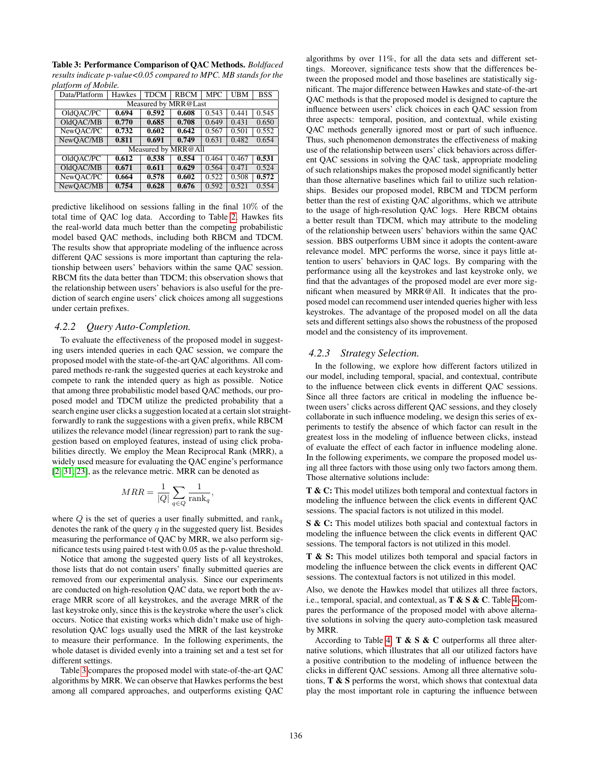**Table 3: Performance Comparison of QAC Methods.** *Boldfaced results indicate p-value<0.05 compared to MPC. MB stands for the platform of Mobile.*

| Data/Platform | Hawkes | TDCM | RBCM | MPC | UBM | BSS |
|---|---|---|---|---|---|---|
| Measured by MRR@Last | | | | | | |
| OldQAC/PC | **0.694** | **0.592** | **0.608** | 0.543 | 0.441 | 0.545 |
| OldQAC/MB | **0.770** | **0.685** | **0.708** | 0.649 | 0.431 | 0.650 |
| NewQAC/PC | **0.732** | **0.602** | **0.642** | 0.567 | 0.501 | 0.552 |
| NewQAC/MB | **0.811** | **0.691** | **0.749** | 0.631 | 0.482 | 0.654 |
| Measured by MRR@All | | | | | | |
| OldQAC/PC | **0.612** | **0.538** | **0.554** | 0.464 | 0.467 | **0.531** |
| OldQAC/MB | **0.671** | **0.611** | **0.629** | 0.564 | 0.471 | 0.524 |
| NewQAC/PC | **0.664** | **0.578** | **0.602** | 0.522 | 0.508 | **0.572** |
| NewQAC/MB | **0.754** | **0.628** | **0.676** | 0.592 | 0.521 | 0.554 |

predictive likelihood on sessions falling in the final 10% of the total time of QAC log data. According to Table 2, Hawkes fits the real-world data much better than the competing probabilistic model based QAC methods, including both RBCM and TDCM. The results show that appropriate modeling of the influence across different QAC sessions is more important than capturing the relationship between users' behaviors within the same QAC session. RBCM fits the data better than TDCM; this observation shows that the relationship between users' behaviors is also useful for the prediction of search engine users' click choices among all suggestions under certain prefixes.

### 4.2.2 Query Auto-Completion.

To evaluate the effectiveness of the proposed model in suggesting users intended queries in each QAC session, we compare the proposed model with the state-of-the-art QAC algorithms. All compared methods re-rank the suggested queries at each keystroke and compete to rank the intended query as high as possible. Notice that among three probabilistic model based QAC methods, our proposed model and TDCM utilize the predicted probability that a search engine user clicks a suggestion located at a certain slot straightforwardly to rank the suggestions with a given prefix, while RBCM utilizes the relevance model (linear regression) part to rank the suggestion based on employed features, instead of using click probabilities directly. We employ the Mean Reciprocal Rank (MRR), a widely used measure for evaluating the QAC engine's performance [2, 31, 23], as the relevance metric. MRR can be denoted as

$$MRR = \frac{1}{|Q|} \sum_{q \in Q} \frac{1}{\text{rank}_q},$$

where $Q$ is the set of queries a user finally submitted, and $\text{rank}_q$ denotes the rank of the query $q$ in the suggested query list. Besides measuring the performance of QAC by MRR, we also perform significance tests using paired t-test with 0.05 as the p-value threshold.

Notice that among the suggested query lists of all keystrokes, those lists that do not contain users' finally submitted queries are removed from our experimental analysis. Since our experiments are conducted on high-resolution QAC data, we report both the average MRR score of all keystrokes, and the average MRR of the last keystroke only, since this is the keystroke where the user's click occurs. Notice that existing works which didn't make use of high-resolution QAC logs usually used the MRR of the last keystroke to measure their performance. In the following experiments, the whole dataset is divided evenly into a training set and a test set for different settings.

Table 3 compares the proposed model with state-of-the-art QAC algorithms by MRR. We can observe that Hawkes performs the best among all compared approaches, and outperforms existing QAC algorithms by over 11%, for all the data sets and different settings. Moreover, significance tests show that the differences between the proposed model and those baselines are statistically significant. The major difference between Hawkes and state-of-the-art QAC methods is that the proposed model is designed to capture the influence between users' click choices in each QAC session from three aspects: temporal, position, and contextual, while existing QAC methods generally ignored most or part of such influence. Thus, such phenomenon demonstrates the effectiveness of making use of the relationship between users' click behaviors across different QAC sessions in solving the QAC task, appropriate modeling of such relationships makes the proposed model significantly better than those alternative baselines which fail to utilize such relationships. Besides our proposed model, RBCM and TDCM perform better than the rest of existing QAC algorithms, which we attribute to the usage of high-resolution QAC logs. Here RBCM obtains a better result than TDCM, which may attribute to the modeling of the relationship between users' behaviors within the same QAC session. BBS outperforms UBM since it adopts the content-aware relevance model. MPC performs the worse, since it pays little attention to users' behaviors in QAC logs. By comparing with the performance using all the keystrokes and last keystroke only, we find that the advantages of the proposed model are ever more significant when measured by MRR@All. It indicates that the proposed model can recommend user intended queries higher with less keystrokes. The advantage of the proposed model on all the data sets and different settings also shows the robustness of the proposed model and the consistency of its improvement.

### 4.2.3 Strategy Selection.

In the following, we explore how different factors utilized in our model, including temporal, spacial, and contextual, contribute to the influence between click events in different QAC sessions. Since all three factors are critical in modeling the influence between users' clicks across different QAC sessions, and they closely collaborate in such influence modeling, we design this series of experiments to testify the absence of which factor can result in the greatest loss in the modeling of influence between clicks, instead of evaluate the effect of each factor in influence modeling alone. In the following experiments, we compare the proposed model using all three factors with those using only two factors among them. Those alternative solutions include:

**T & C:** This model utilizes both temporal and contextual factors in modeling the influence between the click events in different QAC sessions. The spacial factors is not utilized in this model.

**S & C:** This model utilizes both spacial and contextual factors in modeling the influence between the click events in different QAC sessions. The temporal factors is not utilized in this model.

**T & S:** This model utilizes both temporal and spacial factors in modeling the influence between the click events in different QAC sessions. The contextual factors is not utilized in this model.

Also, we denote the Hawkes model that utilizes all three factors, i.e., temporal, spacial, and contextual, as **T & S & C**. Table 4 compares the performance of the proposed model with above alternative solutions in solving the query auto-completion task measured by MRR.

According to Table 4, **T & S & C** outperforms all three alternative solutions, which illustrates that all our utilized factors have a positive contribution to the modeling of influence between the clicks in different QAC sessions. Among all three alternative solutions, **T & S** performs the worst, which shows that contextual data play the most important role in capturing the influence between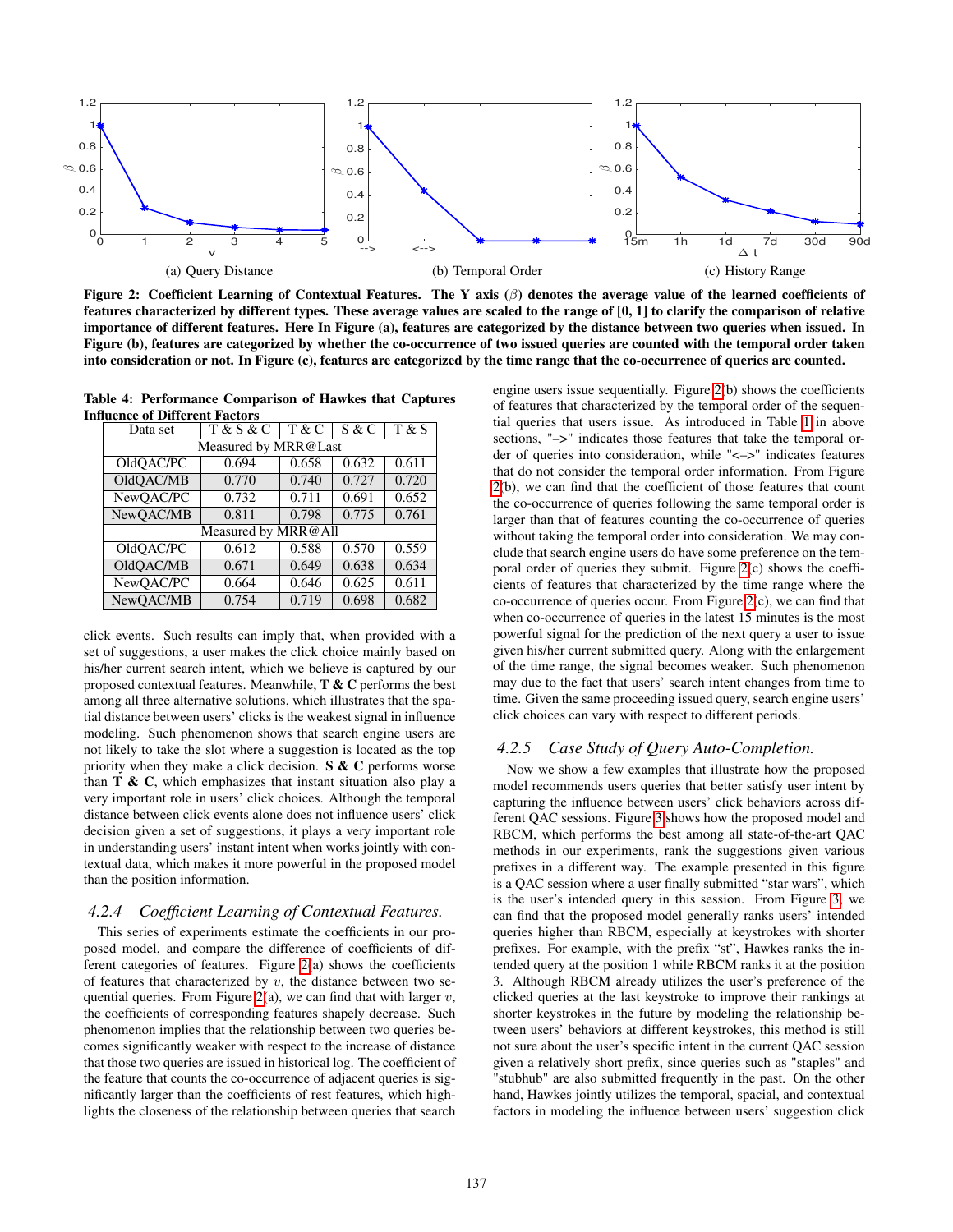(a) Query Distance

(b) Temporal Order

(c) History Range

**Figure 2: Coefficient Learning of Contextual Features. The Y axis ($\beta$) denotes the average value of the learned coefficients of features characterized by different types. These average values are scaled to the range of [0, 1] to clarify the comparison of relative importance of different features. Here In Figure (a), features are categorized by the distance between two queries when issued. In Figure (b), features are categorized by whether the co-occurrence of two issued queries are counted with the temporal order taken into consideration or not. In Figure (c), features are categorized by the time range that the co-occurrence of queries are counted.**

**Table 4: Performance Comparison of Hawkes that Captures Influence of Different Factors**

| Data set | T & S & C | T & C | S & C | T & S |
|---|---|---|---|---|
| Measured by MRR@Last | | | | |
| OldQAC/PC | 0.694 | 0.658 | 0.632 | 0.611 |
| OldQAC/MB | 0.770 | 0.740 | 0.727 | 0.720 |
| NewQAC/PC | 0.732 | 0.711 | 0.691 | 0.652 |
| NewQAC/MB | 0.811 | 0.798 | 0.775 | 0.761 |
| Measured by MRR@All | | | | |
| OldQAC/PC | 0.612 | 0.588 | 0.570 | 0.559 |
| OldQAC/MB | 0.671 | 0.649 | 0.638 | 0.634 |
| NewQAC/PC | 0.664 | 0.646 | 0.625 | 0.611 |
| NewQAC/MB | 0.754 | 0.719 | 0.698 | 0.682 |

click events. Such results can imply that, when provided with a set of suggestions, a user makes the click choice mainly based on his/her current search intent, which we believe is captured by our proposed contextual features. Meanwhile, **T & C** performs the best among all three alternative solutions, which illustrates that the spatial distance between users' clicks is the weakest signal in influence modeling. Such phenomenon shows that search engine users are not likely to take the slot where a suggestion is located as the top priority when they make a click decision. **S & C** performs worse than **T & C**, which emphasizes that instant situation also play a very important role in users' click choices. Although the temporal distance between click events alone does not influence users' click decision given a set of suggestions, it plays a very important role in understanding users' instant intent when works jointly with contextual data, which makes it more powerful in the proposed model than the position information.

### 4.2.4 *Coefficient Learning of Contextual Features.*

This series of experiments estimate the coefficients in our proposed model, and compare the difference of coefficients of different categories of features. Figure 2(a) shows the coefficients of features that characterized by $v$, the distance between two sequential queries. From Figure 2(a), we can find that with larger $v$, the coefficients of corresponding features shapely decrease. Such phenomenon implies that the relationship between two queries becomes significantly weaker with respect to the increase of distance that those two queries are issued in historical log. The coefficient of the feature that counts the co-occurrence of adjacent queries is significantly larger than the coefficients of rest features, which highlights the closeness of the relationship between queries that search engine users issue sequentially. Figure 2(b) shows the coefficients of features that characterized by the temporal order of the sequential queries that users issue. As introduced in Table 1 in above sections, "–>" indicates those features that take the temporal order of queries into consideration, while "<–>" indicates features that do not consider the temporal order information. From Figure 2(b), we can find that the coefficient of those features that count the co-occurrence of queries following the same temporal order is larger than that of features counting the co-occurrence of queries without taking the temporal order into consideration. We may conclude that search engine users do have some preference on the temporal order of queries they submit. Figure 2(c) shows the coefficients of features that characterized by the time range where the co-occurrence of queries occur. From Figure 2(c), we can find that when co-occurrence of queries in the latest 15 minutes is the most powerful signal for the prediction of the next query a user to issue given his/her current submitted query. Along with the enlargement of the time range, the signal becomes weaker. Such phenomenon may due to the fact that users' search intent changes from time to time. Given the same proceeding issued query, search engine users' click choices can vary with respect to different periods.

### 4.2.5 *Case Study of Query Auto-Completion.*

Now we show a few examples that illustrate how the proposed model recommends users queries that better satisfy user intent by capturing the influence between users' click behaviors across different QAC sessions. Figure 3 shows how the proposed model and RBCM, which performs the best among all state-of-the-art QAC methods in our experiments, rank the suggestions given various prefixes in a different way. The example presented in this figure is a QAC session where a user finally submitted "star wars", which is the user's intended query in this session. From Figure 3, we can find that the proposed model generally ranks users' intended queries higher than RBCM, especially at keystrokes with shorter prefixes. For example, with the prefix "st", Hawkes ranks the intended query at the position 1 while RBCM ranks it at the position 3. Although RBCM already utilizes the user's preference of the clicked queries at the last keystroke to improve their rankings at shorter keystrokes in the future by modeling the relationship between users' behaviors at different keystrokes, this method is still not sure about the user's specific intent in the current QAC session given a relatively short prefix, since queries such as "staples" and "stubhub" are also submitted frequently in the past. On the other hand, Hawkes jointly utilizes the temporal, spacial, and contextual factors in modeling the influence between users' suggestion click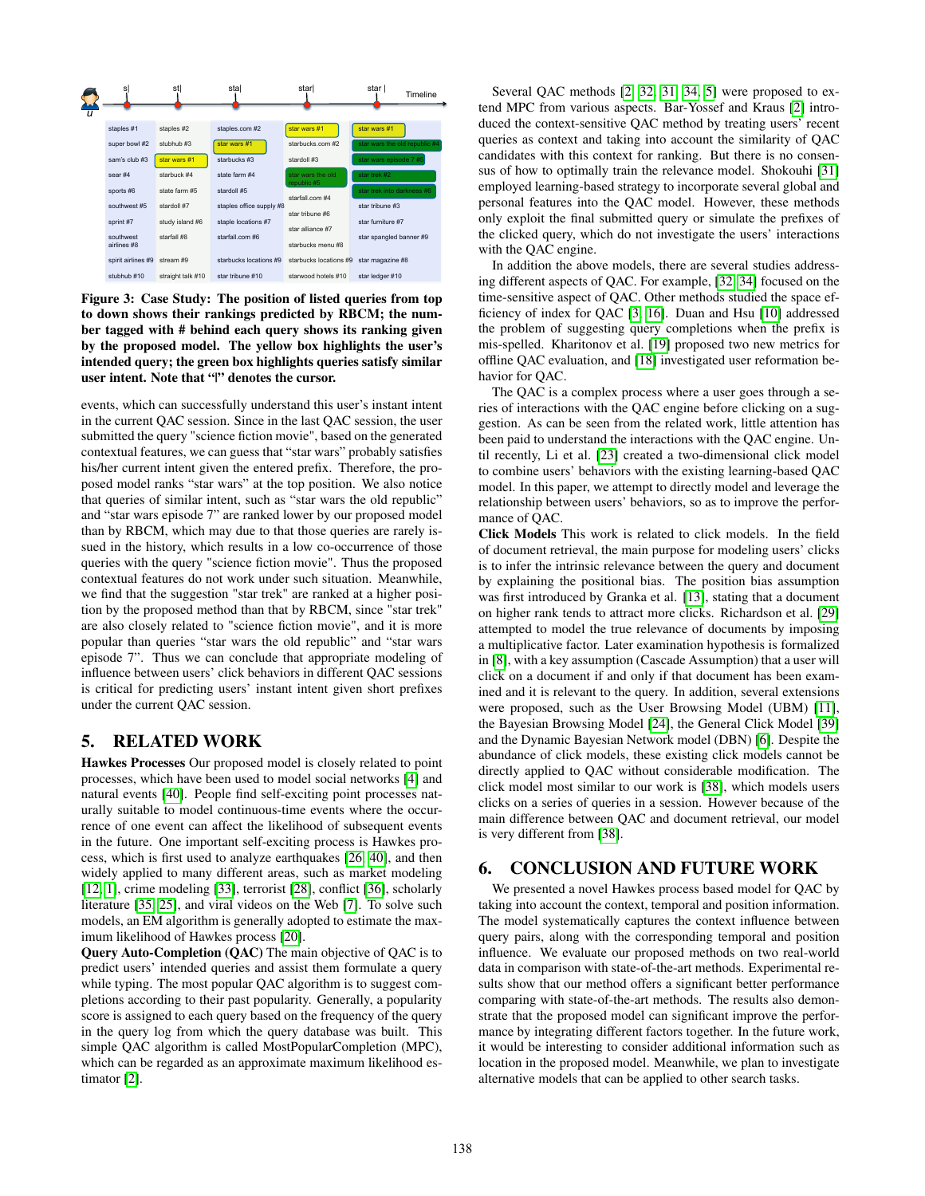| s\| | st\| | sta\| | star\| | star \| |
|---|---|---|---|---|
| staples #1 | staples #2 | staples.com #2 | star wars #1 | star wars #1 |
| super bowl #2 | stubhub #3 | star wars #1 | starbucks.com #2 | star wars the old republic #4 |
| sam's club #3 | star wars #1 | starbucks #3 | stardoll #3 | star wars episode 7 #5 |
| sear #4 | starbuck #4 | state farm #4 | star wars the old republic #5 | star trek #2 |
| sports #6 | state farm #5 | stardoll #5 | starfall.com #4 | star trek into darkness #6 |
| southwest #5 | stardoll #7 | staples office supply #8 | star tribune #6 | star tribune #3 |
| sprint #7 | study island #6 | staple locations #7 | star alliance #7 | star furniture #7 |
| southwest airlines #8 | starfall #8 | starfall.com #6 | starbucks menu #8 | star spangled banner #9 |
| spirit airlines #9 | stream #9 | starbucks locations #9 | starbucks locations #9 | star magazine #8 |
| stubhub #10 | straight talk #10 | star tribune #10 | starwood hotels #10 | star ledger #10 |

**Figure 3: Case Study: The position of listed queries from top to down shows their rankings predicted by RBCM; the number tagged with # behind each query shows its ranking given by the proposed model. The yellow box highlights the user's intended query; the green box highlights queries satisfy similar user intent. Note that "|" denotes the cursor.**

events, which can successfully understand this user's instant intent in the current QAC session. Since in the last QAC session, the user submitted the query "science fiction movie", based on the generated contextual features, we can guess that "star wars" probably satisfies his/her current intent given the entered prefix. Therefore, the proposed model ranks "star wars" at the top position. We also notice that queries of similar intent, such as "star wars the old republic" and "star wars episode 7" are ranked lower by our proposed model than by RBCM, which may due to that those queries are rarely issued in the history, which results in a low co-occurrence of those queries with the query "science fiction movie". Thus the proposed contextual features do not work under such situation. Meanwhile, we find that the suggestion "star trek" are ranked at a higher position by the proposed method than that by RBCM, since "star trek" are also closely related to "science fiction movie", and it is more popular than queries "star wars the old republic" and "star wars episode 7". Thus we can conclude that appropriate modeling of influence between users' click behaviors in different QAC sessions is critical for predicting users' instant intent given short prefixes under the current QAC session.

## 5. RELATED WORK

**Hawkes Processes** Our proposed model is closely related to point processes, which have been used to model social networks [4] and natural events [40]. People find self-exciting point processes naturally suitable to model continuous-time events where the occurrence of one event can affect the likelihood of subsequent events in the future. One important self-exciting process is Hawkes process, which is first used to analyze earthquakes [26, 40], and then widely applied to many different areas, such as market modeling [12, 1], crime modeling [33], terrorist [28], conflict [36], scholarly literature [35, 25], and viral videos on the Web [7]. To solve such models, an EM algorithm is generally adopted to estimate the maximum likelihood of Hawkes process [20].

**Query Auto-Completion (QAC)** The main objective of QAC is to predict users' intended queries and assist them formulate a query while typing. The most popular QAC algorithm is to suggest completions according to their past popularity. Generally, a popularity score is assigned to each query based on the frequency of the query in the query log from which the query database was built. This simple QAC algorithm is called MostPopularCompletion (MPC), which can be regarded as an approximate maximum likelihood estimator [2].

Several QAC methods [2, 32, 31, 34, 5] were proposed to extend MPC from various aspects. Bar-Yossef and Kraus [2] introduced the context-sensitive QAC method by treating users' recent queries as context and taking into account the similarity of QAC candidates with this context for ranking. But there is no consensus of how to optimally train the relevance model. Shokouhi [31] employed learning-based strategy to incorporate several global and personal features into the QAC model. However, these methods only exploit the final submitted query or simulate the prefixes of the clicked query, which do not investigate the users' interactions with the QAC engine.

In addition the above models, there are several studies addressing different aspects of QAC. For example, [32, 34] focused on the time-sensitive aspect of QAC. Other methods studied the space efficiency of index for QAC [3, 16]. Duan and Hsu [10] addressed the problem of suggesting query completions when the prefix is mis-spelled. Kharitonov et al. [19] proposed two new metrics for offline QAC evaluation, and [18] investigated user reformation behavior for QAC.

The QAC is a complex process where a user goes through a series of interactions with the QAC engine before clicking on a suggestion. As can be seen from the related work, little attention has been paid to understand the interactions with the QAC engine. Until recently, Li et al. [23] created a two-dimensional click model to combine users' behaviors with the existing learning-based QAC model. In this paper, we attempt to directly model and leverage the relationship between users' behaviors, so as to improve the performance of QAC.

**Click Models** This work is related to click models. In the field of document retrieval, the main purpose for modeling users' clicks is to infer the intrinsic relevance between the query and document by explaining the positional bias. The position bias assumption was first introduced by Granka et al. [13], stating that a document on higher rank tends to attract more clicks. Richardson et al. [29] attempted to model the true relevance of documents by imposing a multiplicative factor. Later examination hypothesis is formalized in [8], with a key assumption (Cascade Assumption) that a user will click on a document if and only if that document has been examined and it is relevant to the query. In addition, several extensions were proposed, such as the User Browsing Model (UBM) [11], the Bayesian Browsing Model [24], the General Click Model [39] and the Dynamic Bayesian Network model (DBN) [6]. Despite the abundance of click models, these existing click models cannot be directly applied to QAC without considerable modification. The click model most similar to our work is [38], which models users clicks on a series of queries in a session. However because of the main difference between QAC and document retrieval, our model is very different from [38].

## 6. CONCLUSION AND FUTURE WORK

We presented a novel Hawkes process based model for QAC by taking into account the context, temporal and position information. The model systematically captures the context influence between query pairs, along with the corresponding temporal and position influence. We evaluate our proposed methods on two real-world data in comparison with state-of-the-art methods. Experimental results show that our method offers a significant better performance comparing with state-of-the-art methods. The results also demonstrate that the proposed model can significant improve the performance by integrating different factors together. In the future work, it would be interesting to consider additional information such as location in the proposed model. Meanwhile, we plan to investigate alternative models that can be applied to other search tasks.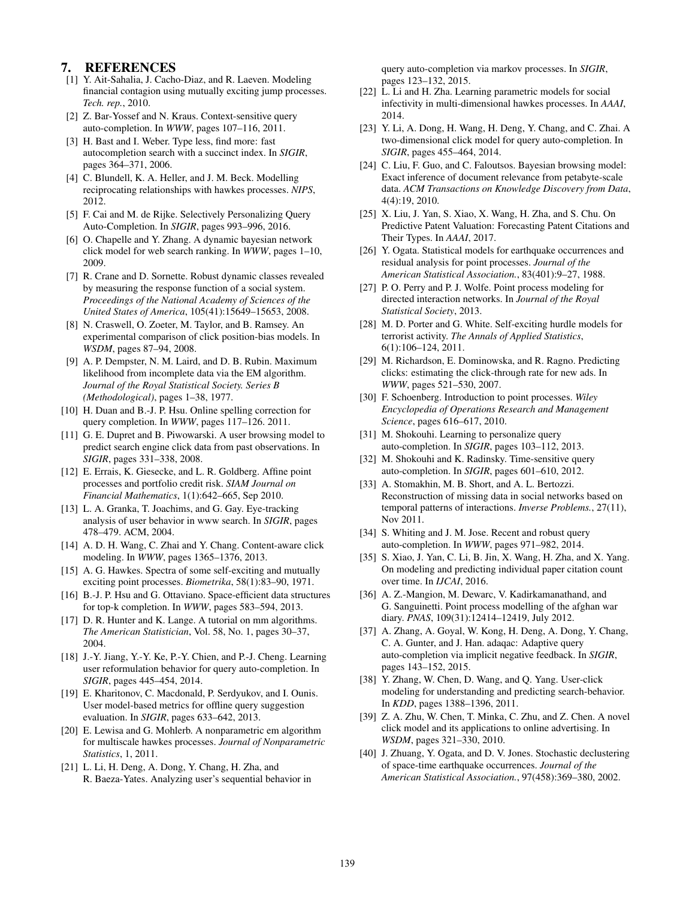## 7. REFERENCES

[1] Y. Ait-Sahalia, J. Cacho-Diaz, and R. Laeven. Modeling financial contagion using mutually exciting jump processes. *Tech. rep.*, 2010.

[2] Z. Bar-Yossef and N. Kraus. Context-sensitive query auto-completion. In *WWW*, pages 107–116, 2011.

[3] H. Bast and I. Weber. Type less, find more: fast autocompletion search with a succinct index. In *SIGIR*, pages 364–371, 2006.

[4] C. Blundell, K. A. Heller, and J. M. Beck. Modelling reciprocating relationships with hawkes processes. *NIPS*, 2012.

[5] F. Cai and M. de Rijke. Selectively Personalizing Query Auto-Completion. In *SIGIR*, pages 993–996, 2016.

[6] O. Chapelle and Y. Zhang. A dynamic bayesian network click model for web search ranking. In *WWW*, pages 1–10, 2009.

[7] R. Crane and D. Sornette. Robust dynamic classes revealed by measuring the response function of a social system. *Proceedings of the National Academy of Sciences of the United States of America*, 105(41):15649–15653, 2008.

[8] N. Craswell, O. Zoeter, M. Taylor, and B. Ramsey. An experimental comparison of click position-bias models. In *WSDM*, pages 87–94, 2008.

[9] A. P. Dempster, N. M. Laird, and D. B. Rubin. Maximum likelihood from incomplete data via the EM algorithm. *Journal of the Royal Statistical Society. Series B (Methodological)*, pages 1–38, 1977.

[10] H. Duan and B.-J. P. Hsu. Online spelling correction for query completion. In *WWW*, pages 117–126. 2011.

[11] G. E. Dupret and B. Piwowarski. A user browsing model to predict search engine click data from past observations. In *SIGIR*, pages 331–338, 2008.

[12] E. Errais, K. Giesecke, and L. R. Goldberg. Affine point processes and portfolio credit risk. *SIAM Journal on Financial Mathematics*, 1(1):642–665, Sep 2010.

[13] L. A. Granka, T. Joachims, and G. Gay. Eye-tracking analysis of user behavior in www search. In *SIGIR*, pages 478–479. ACM, 2004.

[14] A. D. H. Wang, C. Zhai and Y. Chang. Content-aware click modeling. In *WWW*, pages 1365–1376, 2013.

[15] A. G. Hawkes. Spectra of some self-exciting and mutually exciting point processes. *Biometrika*, 58(1):83–90, 1971.

[16] B.-J. P. Hsu and G. Ottaviano. Space-efficient data structures for top-k completion. In *WWW*, pages 583–594, 2013.

[17] D. R. Hunter and K. Lange. A tutorial on mm algorithms. *The American Statistician*, Vol. 58, No. 1, pages 30–37, 2004.

[18] J.-Y. Jiang, Y.-Y. Ke, P.-Y. Chien, and P.-J. Cheng. Learning user reformulation behavior for query auto-completion. In *SIGIR*, pages 445–454, 2014.

[19] E. Kharitonov, C. Macdonald, P. Serdyukov, and I. Ounis. User model-based metrics for offline query suggestion evaluation. In *SIGIR*, pages 633–642, 2013.

[20] E. Lewisa and G. Mohlerb. A nonparametric em algorithm for multiscale hawkes processes. *Journal of Nonparametric Statistics*, 1, 2011.

[21] L. Li, H. Deng, A. Dong, Y. Chang, H. Zha, and R. Baeza-Yates. Analyzing user's sequential behavior in query auto-completion via markov processes. In *SIGIR*, pages 123–132, 2015.

[22] L. Li and H. Zha. Learning parametric models for social infectivity in multi-dimensional hawkes processes. In *AAAI*, 2014.

[23] Y. Li, A. Dong, H. Wang, H. Deng, Y. Chang, and C. Zhai. A two-dimensional click model for query auto-completion. In *SIGIR*, pages 455–464, 2014.

[24] C. Liu, F. Guo, and C. Faloutsos. Bayesian browsing model: Exact inference of document relevance from petabyte-scale data. *ACM Transactions on Knowledge Discovery from Data*, 4(4):19, 2010.

[25] X. Liu, J. Yan, S. Xiao, X. Wang, H. Zha, and S. Chu. On Predictive Patent Valuation: Forecasting Patent Citations and Their Types. In *AAAI*, 2017.

[26] Y. Ogata. Statistical models for earthquake occurrences and residual analysis for point processes. *Journal of the American Statistical Association.*, 83(401):9–27, 1988.

[27] P. O. Perry and P. J. Wolfe. Point process modeling for directed interaction networks. In *Journal of the Royal Statistical Society*, 2013.

[28] M. D. Porter and G. White. Self-exciting hurdle models for terrorist activity. *The Annals of Applied Statistics*, 6(1):106–124, 2011.

[29] M. Richardson, E. Dominowska, and R. Ragno. Predicting clicks: estimating the click-through rate for new ads. In *WWW*, pages 521–530, 2007.

[30] F. Schoenberg. Introduction to point processes. *Wiley Encyclopedia of Operations Research and Management Science*, pages 616–617, 2010.

[31] M. Shokouhi. Learning to personalize query auto-completion. In *SIGIR*, pages 103–112, 2013.

[32] M. Shokouhi and K. Radinsky. Time-sensitive query auto-completion. In *SIGIR*, pages 601–610, 2012.

[33] A. Stomakhin, M. B. Short, and A. L. Bertozzi. Reconstruction of missing data in social networks based on temporal patterns of interactions. *Inverse Problems.*, 27(11), Nov 2011.

[34] S. Whiting and J. M. Jose. Recent and robust query auto-completion. In *WWW*, pages 971–982, 2014.

[35] S. Xiao, J. Yan, C. Li, B. Jin, X. Wang, H. Zha, and X. Yang. On modeling and predicting individual paper citation count over time. In *IJCAI*, 2016.

[36] A. Z.-Mangion, M. Dewarc, V. Kadirkamanathand, and G. Sanguinetti. Point process modelling of the afghan war diary. *PNAS*, 109(31):12414–12419, July 2012.

[37] A. Zhang, A. Goyal, W. Kong, H. Deng, A. Dong, Y. Chang, C. A. Gunter, and J. Han. adaqac: Adaptive query auto-completion via implicit negative feedback. In *SIGIR*, pages 143–152, 2015.

[38] Y. Zhang, W. Chen, D. Wang, and Q. Yang. User-click modeling for understanding and predicting search-behavior. In *KDD*, pages 1388–1396, 2011.

[39] Z. A. Zhu, W. Chen, T. Minka, C. Zhu, and Z. Chen. A novel click model and its applications to online advertising. In *WSDM*, pages 321–330, 2010.

[40] J. Zhuang, Y. Ogata, and D. V. Jones. Stochastic declustering of space-time earthquake occurrences. *Journal of the American Statistical Association.*, 97(458):369–380, 2002.